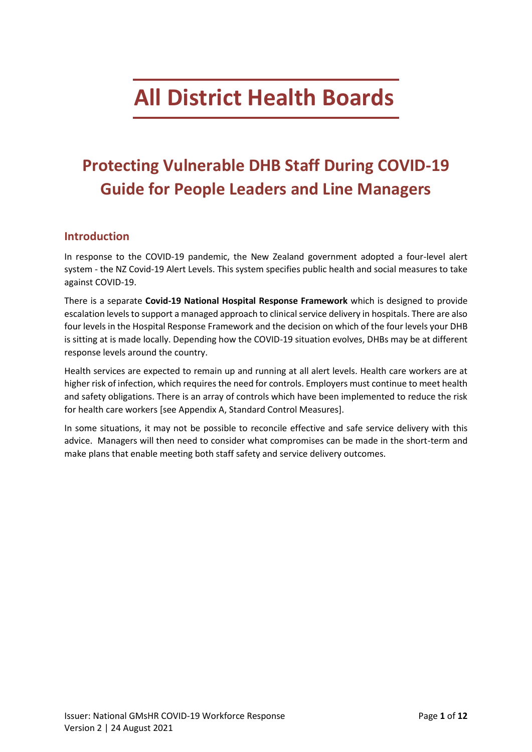# All District Health Boards

## Protecting Vulnerable DHB Staff During COVID-19 Guide for People Leaders and Line Managers

### Introduction

In response to the COVID-19 pandemic, the New Zealand government adopted a four-level alert system - the NZ Covid-19 Alert Levels. This system specifies public health and social measures to take against COVID-19.

There is a separate **Covid-19 National Hospital Response Framework** which is designed to provide escalation levels to support a managed approach to clinical service delivery in hospitals. There are also four levels in the Hospital Response Framework and the decision on which of the four levels your DHB is sitting at is made locally. Depending how the COVID-19 situation evolves, DHBs may be at different response levels around the country.

Health services are expected to remain up and running at all alert levels. Health care workers are at higher risk of infection, which requires the need for controls. Employers must continue to meet health and safety obligations. There is an array of controls which have been implemented to reduce the risk for health care workers [see Appendix A, Standard Control Measures].

In some situations, it may not be possible to reconcile effective and safe service delivery with this advice. Managers will then need to consider what compromises can be made in the short-term and make plans that enable meeting both staff safety and service delivery outcomes.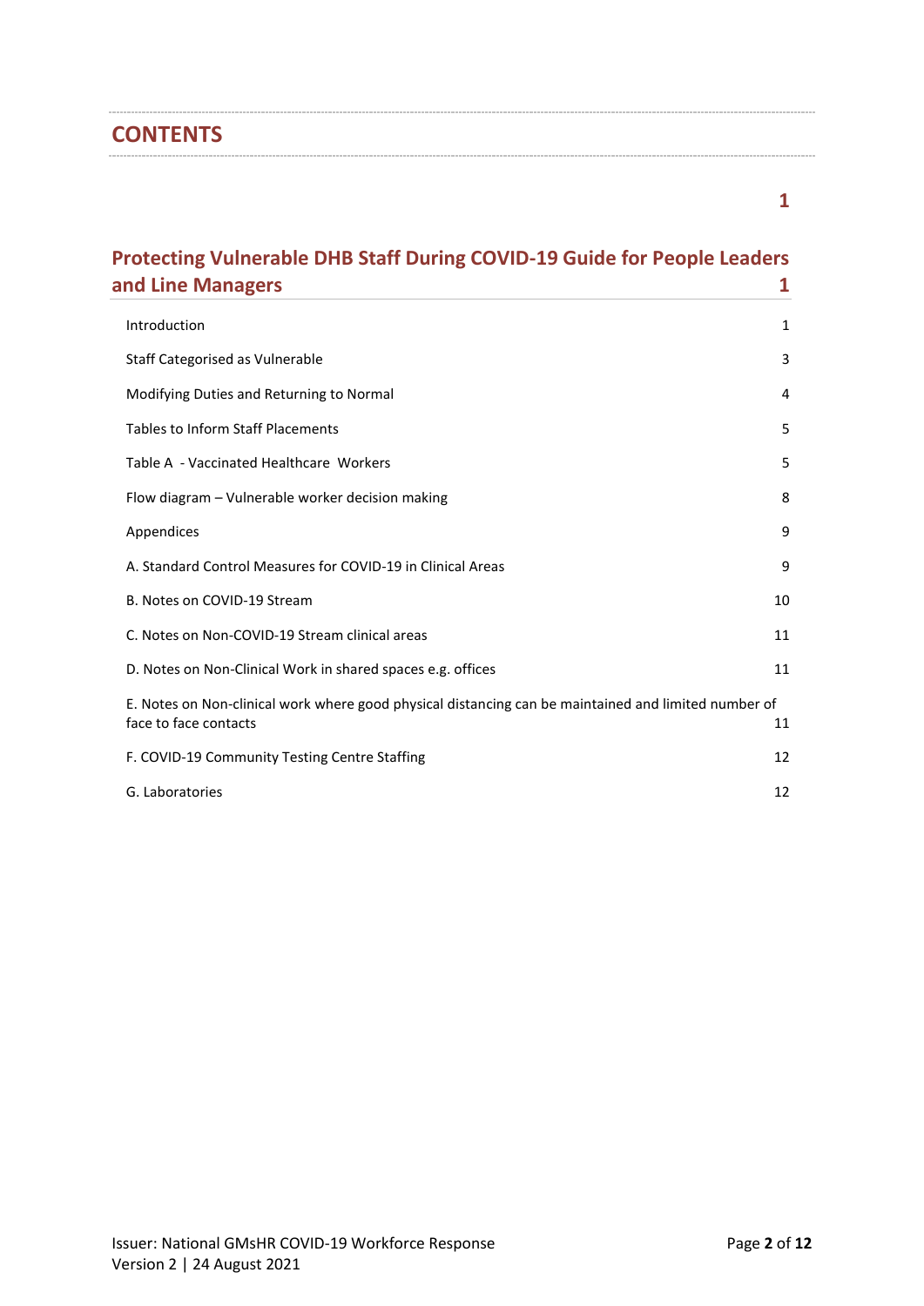## CONTENTS

1

**Protecting Vulnerable DHB Staff During COVID-19 Guide for People Leaders and Line Managers 1**

| | |
|---|---|
| Introduction | 1 |
| Staff Categorised as Vulnerable | 3 |
| Modifying Duties and Returning to Normal | 4 |
| Tables to Inform Staff Placements | 5 |
| Table A - Vaccinated Healthcare Workers | 5 |
| Flow diagram – Vulnerable worker decision making | 8 |
| Appendices | 9 |
| A. Standard Control Measures for COVID-19 in Clinical Areas | 9 |
| B. Notes on COVID-19 Stream | 10 |
| C. Notes on Non-COVID-19 Stream clinical areas | 11 |
| D. Notes on Non-Clinical Work in shared spaces e.g. offices | 11 |
| E. Notes on Non-clinical work where good physical distancing can be maintained and limited number of face to face contacts | 11 |
| F. COVID-19 Community Testing Centre Staffing | 12 |
| G. Laboratories | 12 |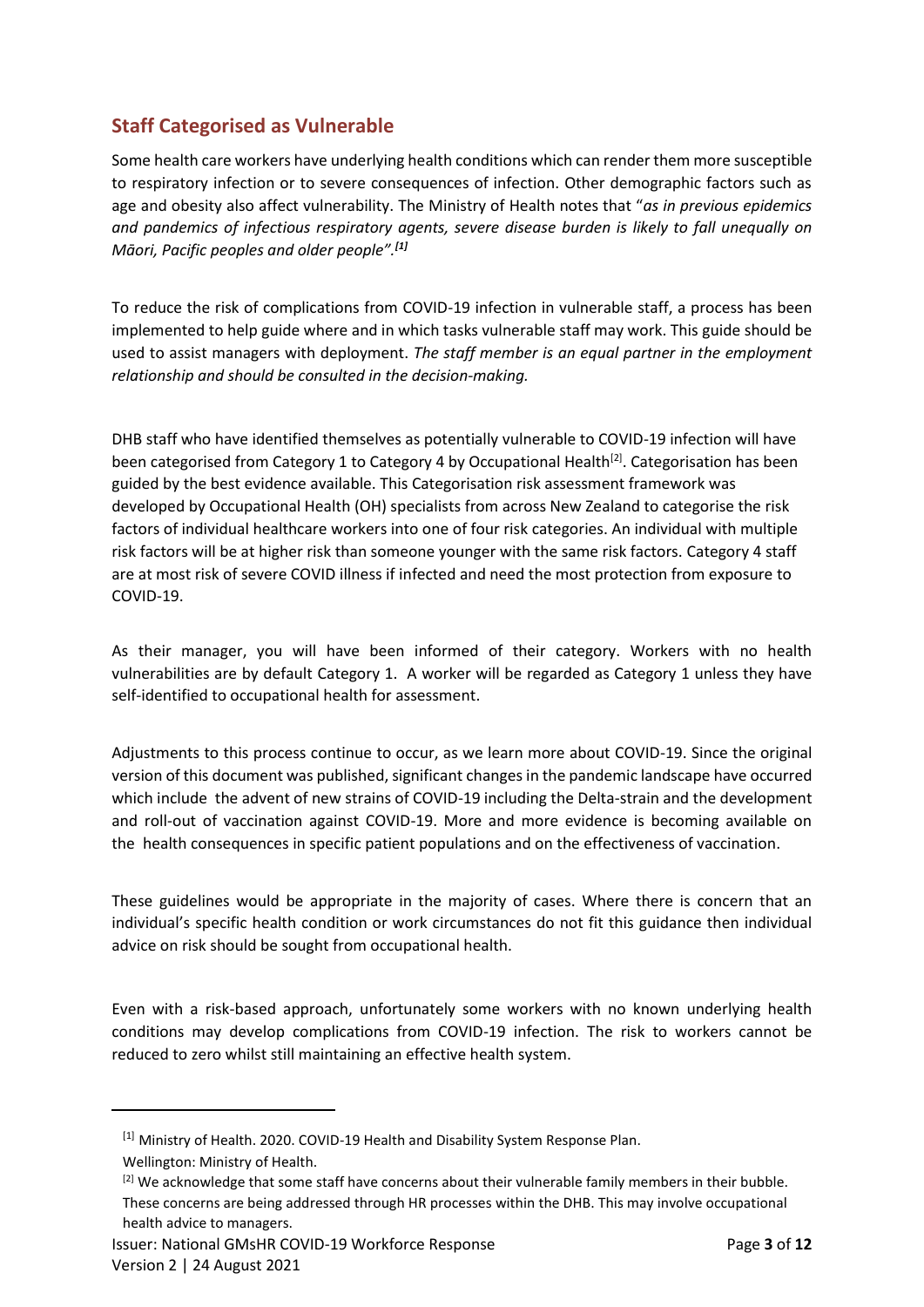## Staff Categorised as Vulnerable

Some health care workers have underlying health conditions which can render them more susceptible to respiratory infection or to severe consequences of infection. Other demographic factors such as age and obesity also affect vulnerability. The Ministry of Health notes that "*as in previous epidemics and pandemics of infectious respiratory agents, severe disease burden is likely to fall unequally on Māori, Pacific peoples and older people*".[1]

To reduce the risk of complications from COVID-19 infection in vulnerable staff, a process has been implemented to help guide where and in which tasks vulnerable staff may work. This guide should be used to assist managers with deployment. *The staff member is an equal partner in the employment relationship and should be consulted in the decision-making.*

DHB staff who have identified themselves as potentially vulnerable to COVID-19 infection will have been categorised from Category 1 to Category 4 by Occupational Health[2]. Categorisation has been guided by the best evidence available. This Categorisation risk assessment framework was developed by Occupational Health (OH) specialists from across New Zealand to categorise the risk factors of individual healthcare workers into one of four risk categories. An individual with multiple risk factors will be at higher risk than someone younger with the same risk factors. Category 4 staff are at most risk of severe COVID illness if infected and need the most protection from exposure to COVID-19.

As their manager, you will have been informed of their category. Workers with no health vulnerabilities are by default Category 1. A worker will be regarded as Category 1 unless they have self-identified to occupational health for assessment.

Adjustments to this process continue to occur, as we learn more about COVID-19. Since the original version of this document was published, significant changes in the pandemic landscape have occurred which include the advent of new strains of COVID-19 including the Delta-strain and the development and roll-out of vaccination against COVID-19. More and more evidence is becoming available on the health consequences in specific patient populations and on the effectiveness of vaccination.

These guidelines would be appropriate in the majority of cases. Where there is concern that an individual's specific health condition or work circumstances do not fit this guidance then individual advice on risk should be sought from occupational health.

Even with a risk-based approach, unfortunately some workers with no known underlying health conditions may develop complications from COVID-19 infection. The risk to workers cannot be reduced to zero whilst still maintaining an effective health system.

---

[1] Ministry of Health. 2020. COVID-19 Health and Disability System Response Plan. Wellington: Ministry of Health.

[2] We acknowledge that some staff have concerns about their vulnerable family members in their bubble. These concerns are being addressed through HR processes within the DHB. This may involve occupational health advice to managers.

Issuer: National GMsHR COVID-19 Workforce Response
Version 2 | 24 August 2021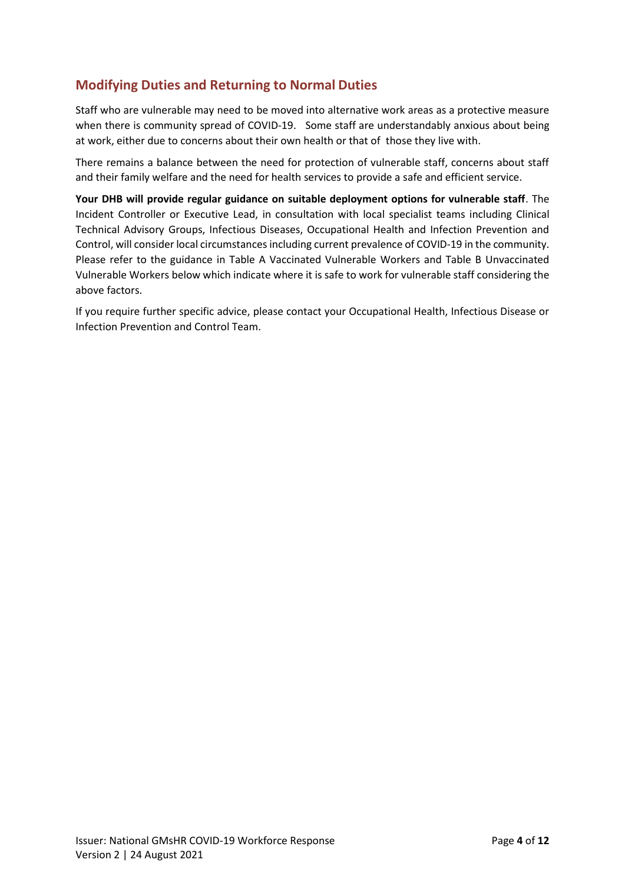## Modifying Duties and Returning to Normal Duties

Staff who are vulnerable may need to be moved into alternative work areas as a protective measure when there is community spread of COVID-19. Some staff are understandably anxious about being at work, either due to concerns about their own health or that of those they live with.

There remains a balance between the need for protection of vulnerable staff, concerns about staff and their family welfare and the need for health services to provide a safe and efficient service.

**Your DHB will provide regular guidance on suitable deployment options for vulnerable staff**. The Incident Controller or Executive Lead, in consultation with local specialist teams including Clinical Technical Advisory Groups, Infectious Diseases, Occupational Health and Infection Prevention and Control, will consider local circumstances including current prevalence of COVID-19 in the community. Please refer to the guidance in Table A Vaccinated Vulnerable Workers and Table B Unvaccinated Vulnerable Workers below which indicate where it is safe to work for vulnerable staff considering the above factors.

If you require further specific advice, please contact your Occupational Health, Infectious Disease or Infection Prevention and Control Team.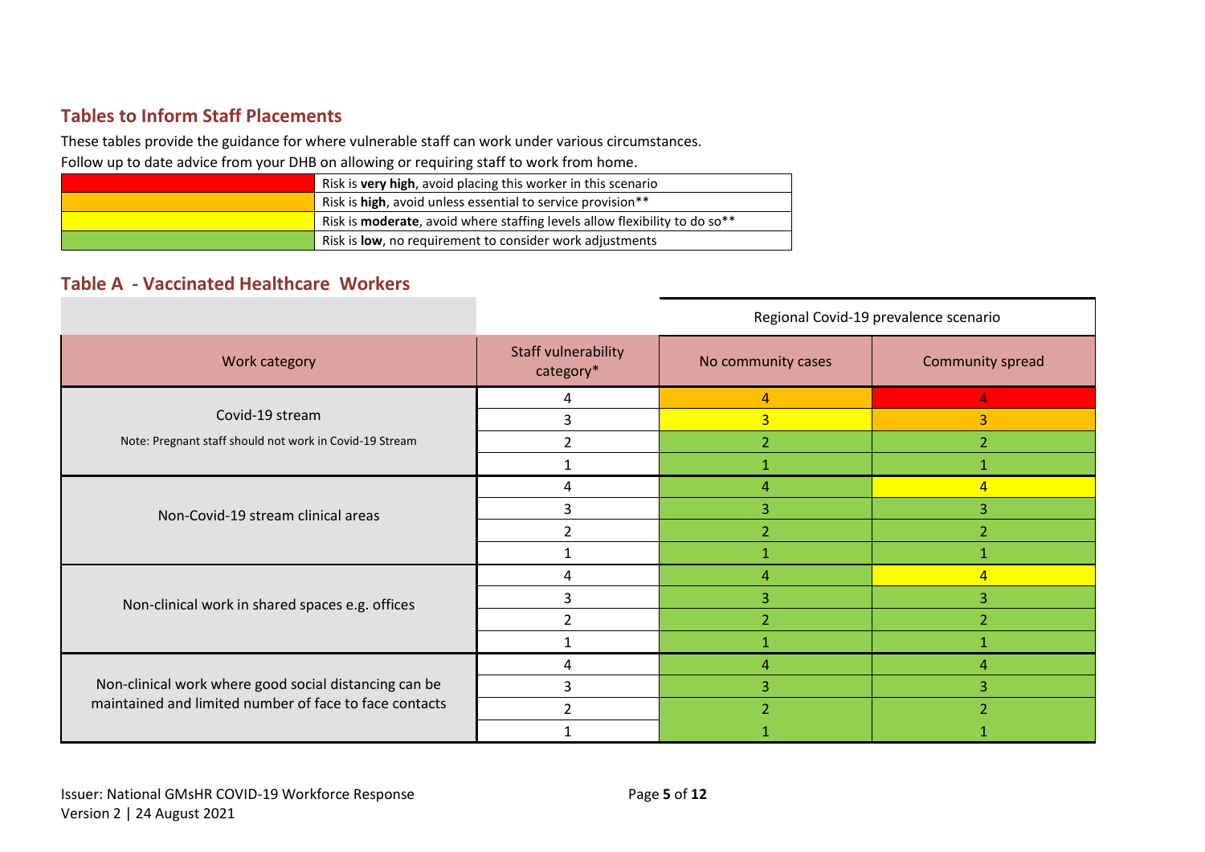## Tables to Inform Staff Placements

These tables provide the guidance for where vulnerable staff can work under various circumstances.

Follow up to date advice from your DHB on allowing or requiring staff to work from home.

| | |
|---|---|
| (Red) | Risk is **very high**, avoid placing this worker in this scenario |
| (Orange) | Risk is **high**, avoid unless essential to service provision** |
| (Yellow) | Risk is **moderate**, avoid where staffing levels allow flexibility to do so** |
| (Green) | Risk is **low**, no requirement to consider work adjustments |

## Table A - Vaccinated Healthcare Workers

| | | Regional Covid-19 prevalence scenario | |
|---|---|---|---|
| **Work category** | **Staff vulnerability category*** | **No community cases** | **Community spread** |
| Covid-19 stream<br><br>Note: Pregnant staff should not work in Covid-19 Stream | 4 | 4 (Orange) | 4 (Red) |
| | 3 | 3 (Yellow) | 3 (Orange) |
| | 2 | 2 (Green) | 2 (Green) |
| | 1 | 1 (Green) | 1 (Green) |
| Non-Covid-19 stream clinical areas | 4 | 4 (Green) | 4 (Yellow) |
| | 3 | 3 (Green) | 3 (Green) |
| | 2 | 2 (Green) | 2 (Green) |
| | 1 | 1 (Green) | 1 (Green) |
| Non-clinical work in shared spaces e.g. offices | 4 | 4 (Green) | 4 (Yellow) |
| | 3 | 3 (Green) | 3 (Green) |
| | 2 | 2 (Green) | 2 (Green) |
| | 1 | 1 (Green) | 1 (Green) |
| Non-clinical work where good social distancing can be maintained and limited number of face to face contacts | 4 | 4 (Green) | 4 (Green) |
| | 3 | 3 (Green) | 3 (Green) |
| | 2 | 2 (Green) | 2 (Green) |
| | 1 | 1 (Green) | 1 (Green) |

Issuer: National GMsHR COVID-19 Workforce Response
Version 2 | 24 August 2021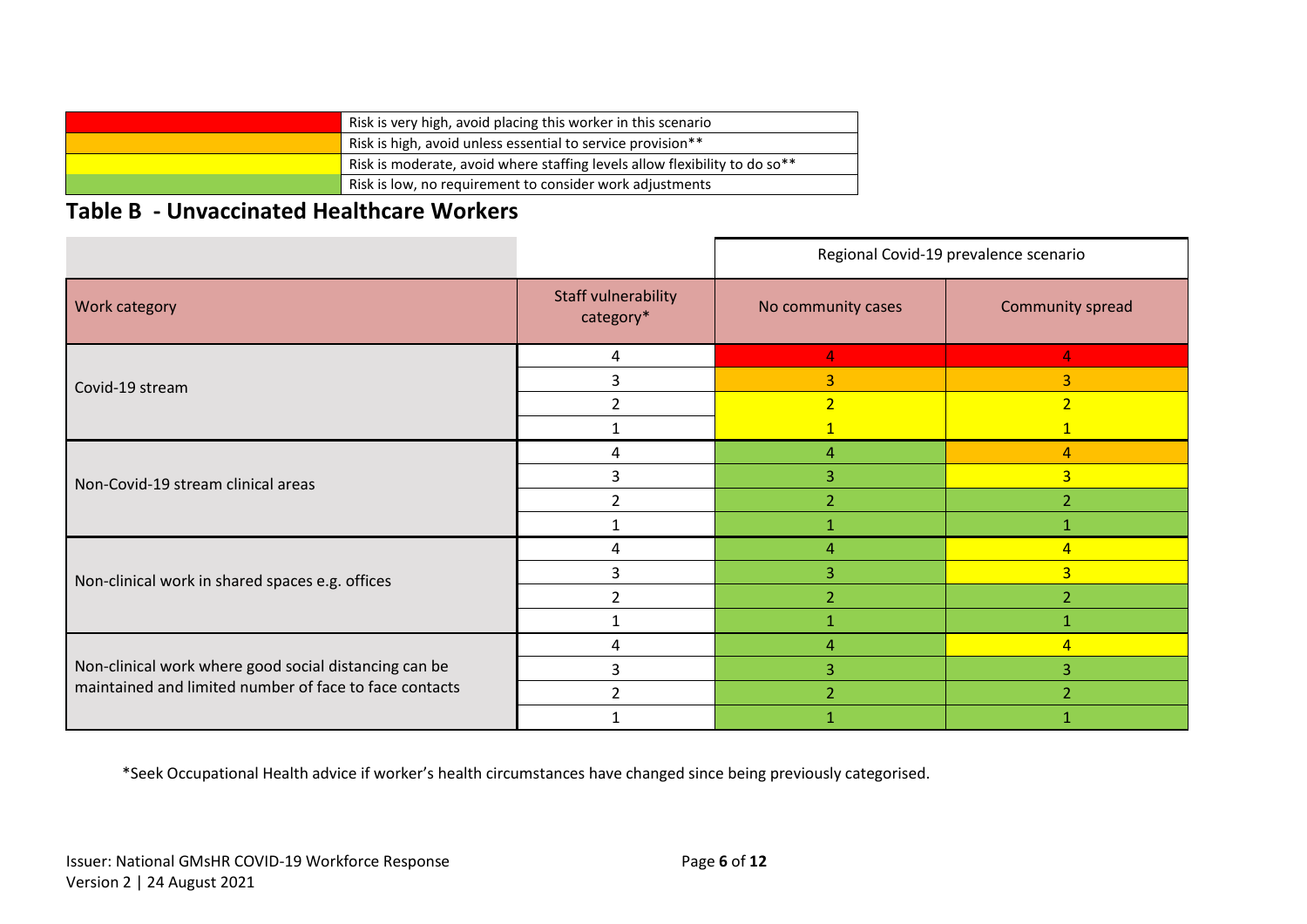| | |
|---|---|
| (Red) | Risk is very high, avoid placing this worker in this scenario |
| (Amber) | Risk is high, avoid unless essential to service provision** |
| (Yellow) | Risk is moderate, avoid where staffing levels allow flexibility to do so** |
| (Green) | Risk is low, no requirement to consider work adjustments |

## Table B - Unvaccinated Healthcare Workers

| | | Regional Covid-19 prevalence scenario | |
|---|---|---|---|
| **Work category** | **Staff vulnerability category*** | **No community cases** | **Community spread** |
| Covid-19 stream | 4 | 4 (Red) | 4 (Red) |
| | 3 | 3 (Amber) | 3 (Amber) |
| | 2 | 2 (Yellow) | 2 (Yellow) |
| | 1 | 1 (Yellow) | 1 (Yellow) |
| Non-Covid-19 stream clinical areas | 4 | 4 (Green) | 4 (Amber) |
| | 3 | 3 (Green) | 3 (Yellow) |
| | 2 | 2 (Green) | 2 (Green) |
| | 1 | 1 (Green) | 1 (Green) |
| Non-clinical work in shared spaces e.g. offices | 4 | 4 (Green) | 4 (Yellow) |
| | 3 | 3 (Green) | 3 (Yellow) |
| | 2 | 2 (Green) | 2 (Green) |
| | 1 | 1 (Green) | 1 (Green) |
| Non-clinical work where good social distancing can be maintained and limited number of face to face contacts | 4 | 4 (Green) | 4 (Yellow) |
| | 3 | 3 (Green) | 3 (Green) |
| | 2 | 2 (Green) | 2 (Green) |
| | 1 | 1 (Green) | 1 (Green) |

*Seek Occupational Health advice if worker's health circumstances have changed since being previously categorised.

Issuer: National GMsHR COVID-19 Workforce Response
Version 2 | 24 August 2021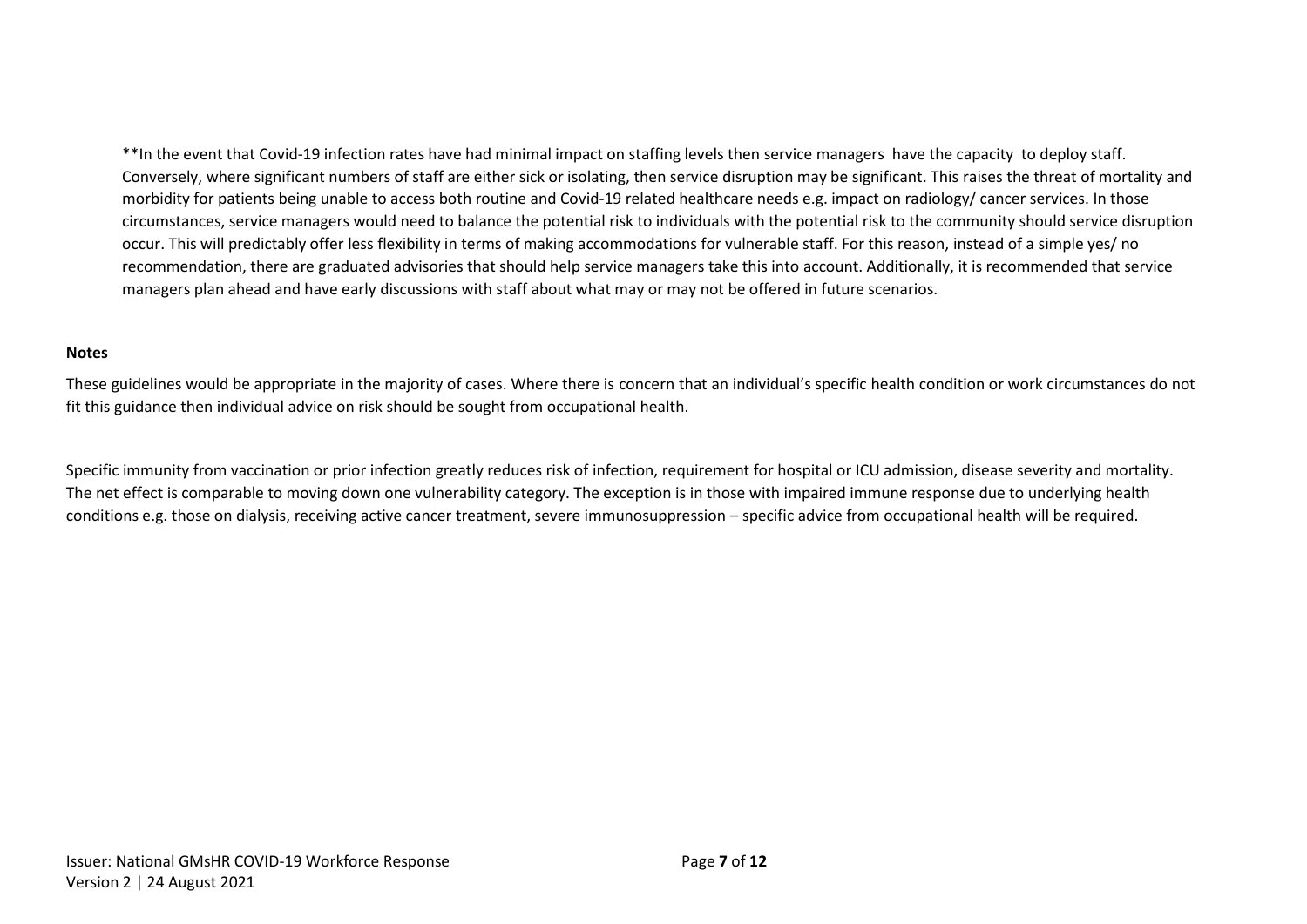**In the event that Covid-19 infection rates have had minimal impact on staffing levels then service managers have the capacity to deploy staff. Conversely, where significant numbers of staff are either sick or isolating, then service disruption may be significant. This raises the threat of mortality and morbidity for patients being unable to access both routine and Covid-19 related healthcare needs e.g. impact on radiology/ cancer services. In those circumstances, service managers would need to balance the potential risk to individuals with the potential risk to the community should service disruption occur. This will predictably offer less flexibility in terms of making accommodations for vulnerable staff. For this reason, instead of a simple yes/ no recommendation, there are graduated advisories that should help service managers take this into account. Additionally, it is recommended that service managers plan ahead and have early discussions with staff about what may or may not be offered in future scenarios.

**Notes**

These guidelines would be appropriate in the majority of cases. Where there is concern that an individual's specific health condition or work circumstances do not fit this guidance then individual advice on risk should be sought from occupational health.

Specific immunity from vaccination or prior infection greatly reduces risk of infection, requirement for hospital or ICU admission, disease severity and mortality. The net effect is comparable to moving down one vulnerability category. The exception is in those with impaired immune response due to underlying health conditions e.g. those on dialysis, receiving active cancer treatment, severe immunosuppression – specific advice from occupational health will be required.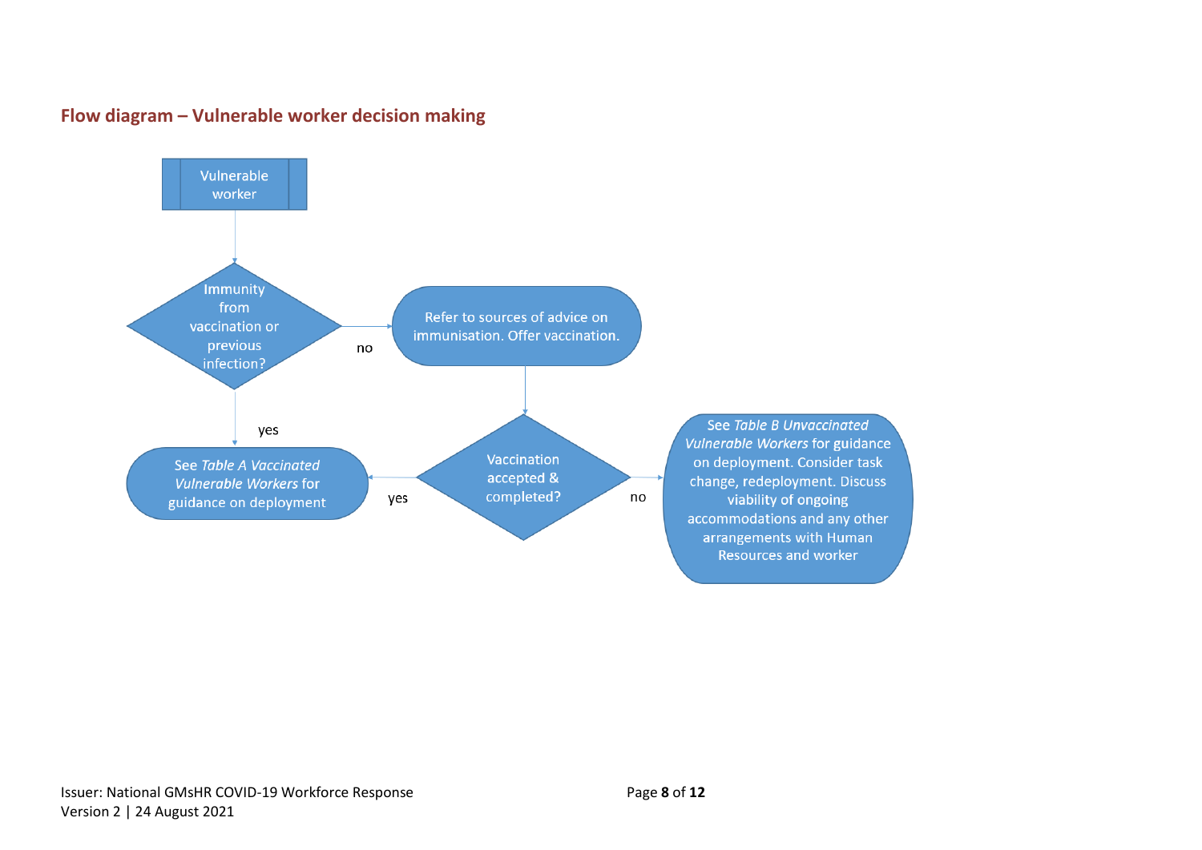## Flow diagram – Vulnerable worker decision making

Vulnerable worker

Immunity from vaccination or previous infection?

- **no** → Refer to sources of advice on immunisation. Offer vaccination.
  - Vaccination accepted & completed?
    - **yes** → See *Table A Vaccinated Vulnerable Workers* for guidance on deployment
    - **no** → See *Table B Unvaccinated Vulnerable Workers* for guidance on deployment. Consider task change, redeployment. Discuss viability of ongoing accommodations and any other arrangements with Human Resources and worker
- **yes** → See *Table A Vaccinated Vulnerable Workers* for guidance on deployment

Issuer: National GMsHR COVID-19 Workforce Response
Version 2 | 24 August 2021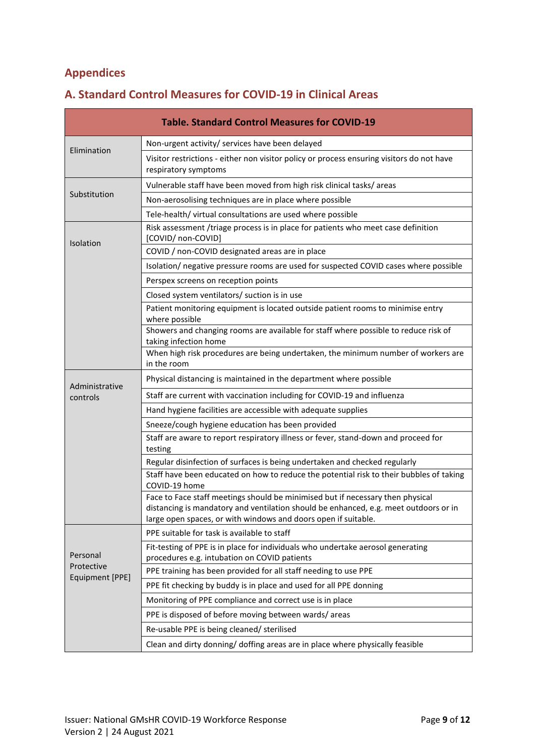## Appendices

## A. Standard Control Measures for COVID-19 in Clinical Areas

| Table. Standard Control Measures for COVID-19 | |
|---|---|
| Elimination | Non-urgent activity/ services have been delayed |
| | Visitor restrictions - either non visitor policy or process ensuring visitors do not have respiratory symptoms |
| Substitution | Vulnerable staff have been moved from high risk clinical tasks/ areas |
| | Non-aerosolising techniques are in place where possible |
| | Tele-health/ virtual consultations are used where possible |
| Isolation | Risk assessment /triage process is in place for patients who meet case definition [COVID/ non-COVID] |
| | COVID / non-COVID designated areas are in place |
| | Isolation/ negative pressure rooms are used for suspected COVID cases where possible |
| | Perspex screens on reception points |
| | Closed system ventilators/ suction is in use |
| | Patient monitoring equipment is located outside patient rooms to minimise entry where possible |
| | Showers and changing rooms are available for staff where possible to reduce risk of taking infection home |
| | When high risk procedures are being undertaken, the minimum number of workers are in the room |
| Administrative controls | Physical distancing is maintained in the department where possible |
| | Staff are current with vaccination including for COVID-19 and influenza |
| | Hand hygiene facilities are accessible with adequate supplies |
| | Sneeze/cough hygiene education has been provided |
| | Staff are aware to report respiratory illness or fever, stand-down and proceed for testing |
| | Regular disinfection of surfaces is being undertaken and checked regularly |
| | Staff have been educated on how to reduce the potential risk to their bubbles of taking COVID-19 home |
| | Face to Face staff meetings should be minimised but if necessary then physical distancing is mandatory and ventilation should be enhanced, e.g. meet outdoors or in large open spaces, or with windows and doors open if suitable. |
| Personal Protective Equipment [PPE] | PPE suitable for task is available to staff |
| | Fit-testing of PPE is in place for individuals who undertake aerosol generating procedures e.g. intubation on COVID patients |
| | PPE training has been provided for all staff needing to use PPE |
| | PPE fit checking by buddy is in place and used for all PPE donning |
| | Monitoring of PPE compliance and correct use is in place |
| | PPE is disposed of before moving between wards/ areas |
| | Re-usable PPE is being cleaned/ sterilised |
| | Clean and dirty donning/ doffing areas are in place where physically feasible |

Issuer: National GMsHR COVID-19 Workforce Response
Version 2 | 24 August 2021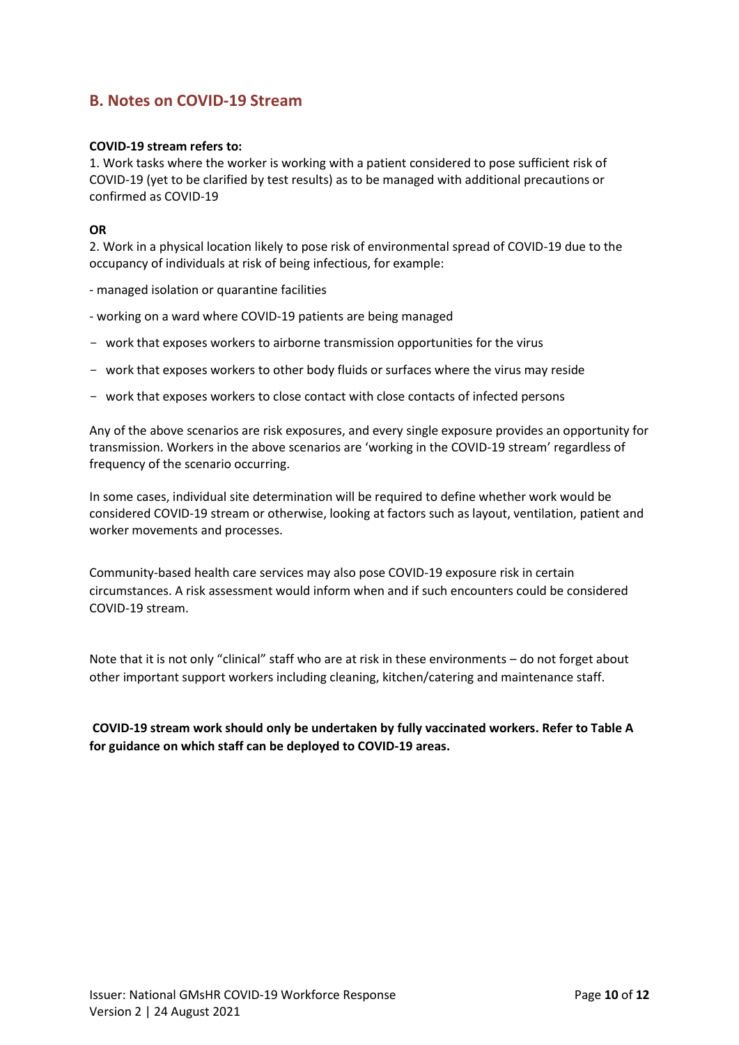## B. Notes on COVID-19 Stream

**COVID-19 stream refers to:**

1. Work tasks where the worker is working with a patient considered to pose sufficient risk of COVID-19 (yet to be clarified by test results) as to be managed with additional precautions or confirmed as COVID-19

**OR**

2. Work in a physical location likely to pose risk of environmental spread of COVID-19 due to the occupancy of individuals at risk of being infectious, for example:

- managed isolation or quarantine facilities
- working on a ward where COVID-19 patients are being managed
- work that exposes workers to airborne transmission opportunities for the virus
- work that exposes workers to other body fluids or surfaces where the virus may reside
- work that exposes workers to close contact with close contacts of infected persons

Any of the above scenarios are risk exposures, and every single exposure provides an opportunity for transmission. Workers in the above scenarios are 'working in the COVID-19 stream' regardless of frequency of the scenario occurring.

In some cases, individual site determination will be required to define whether work would be considered COVID-19 stream or otherwise, looking at factors such as layout, ventilation, patient and worker movements and processes.

Community-based health care services may also pose COVID-19 exposure risk in certain circumstances. A risk assessment would inform when and if such encounters could be considered COVID-19 stream.

Note that it is not only "clinical" staff who are at risk in these environments – do not forget about other important support workers including cleaning, kitchen/catering and maintenance staff.

**COVID-19 stream work should only be undertaken by fully vaccinated workers. Refer to Table A for guidance on which staff can be deployed to COVID-19 areas.**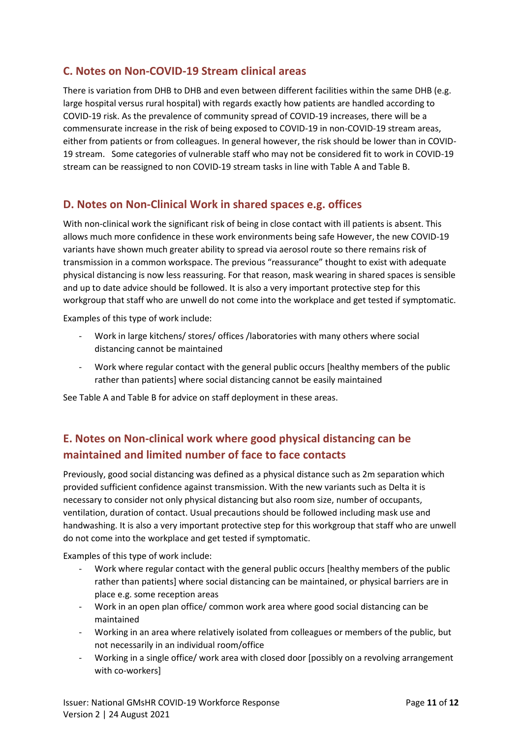## C. Notes on Non-COVID-19 Stream clinical areas

There is variation from DHB to DHB and even between different facilities within the same DHB (e.g. large hospital versus rural hospital) with regards exactly how patients are handled according to COVID-19 risk. As the prevalence of community spread of COVID-19 increases, there will be a commensurate increase in the risk of being exposed to COVID-19 in non-COVID-19 stream areas, either from patients or from colleagues. In general however, the risk should be lower than in COVID-19 stream. Some categories of vulnerable staff who may not be considered fit to work in COVID-19 stream can be reassigned to non COVID-19 stream tasks in line with Table A and Table B.

## D. Notes on Non-Clinical Work in shared spaces e.g. offices

With non-clinical work the significant risk of being in close contact with ill patients is absent. This allows much more confidence in these work environments being safe However, the new COVID-19 variants have shown much greater ability to spread via aerosol route so there remains risk of transmission in a common workspace. The previous "reassurance" thought to exist with adequate physical distancing is now less reassuring. For that reason, mask wearing in shared spaces is sensible and up to date advice should be followed. It is also a very important protective step for this workgroup that staff who are unwell do not come into the workplace and get tested if symptomatic.

Examples of this type of work include:

- Work in large kitchens/ stores/ offices /laboratories with many others where social distancing cannot be maintained
- Work where regular contact with the general public occurs [healthy members of the public rather than patients] where social distancing cannot be easily maintained

See Table A and Table B for advice on staff deployment in these areas.

## E. Notes on Non-clinical work where good physical distancing can be maintained and limited number of face to face contacts

Previously, good social distancing was defined as a physical distance such as 2m separation which provided sufficient confidence against transmission. With the new variants such as Delta it is necessary to consider not only physical distancing but also room size, number of occupants, ventilation, duration of contact. Usual precautions should be followed including mask use and handwashing. It is also a very important protective step for this workgroup that staff who are unwell do not come into the workplace and get tested if symptomatic.

Examples of this type of work include:

- Work where regular contact with the general public occurs [healthy members of the public rather than patients] where social distancing can be maintained, or physical barriers are in place e.g. some reception areas
- Work in an open plan office/ common work area where good social distancing can be maintained
- Working in an area where relatively isolated from colleagues or members of the public, but not necessarily in an individual room/office
- Working in a single office/ work area with closed door [possibly on a revolving arrangement with co-workers]

Issuer: National GMsHR COVID-19 Workforce Response
Version 2 | 24 August 2021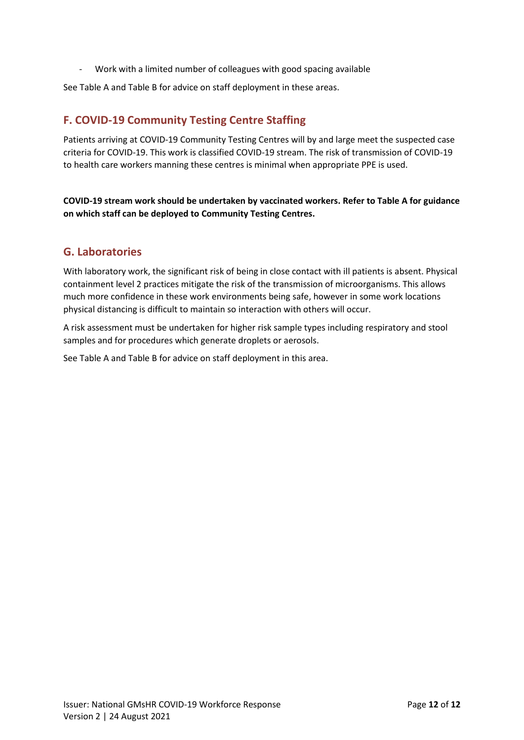- Work with a limited number of colleagues with good spacing available

See Table A and Table B for advice on staff deployment in these areas.

## F. COVID-19 Community Testing Centre Staffing

Patients arriving at COVID-19 Community Testing Centres will by and large meet the suspected case criteria for COVID-19. This work is classified COVID-19 stream. The risk of transmission of COVID-19 to health care workers manning these centres is minimal when appropriate PPE is used.

**COVID-19 stream work should be undertaken by vaccinated workers. Refer to Table A for guidance on which staff can be deployed to Community Testing Centres.**

## G. Laboratories

With laboratory work, the significant risk of being in close contact with ill patients is absent. Physical containment level 2 practices mitigate the risk of the transmission of microorganisms. This allows much more confidence in these work environments being safe, however in some work locations physical distancing is difficult to maintain so interaction with others will occur.

A risk assessment must be undertaken for higher risk sample types including respiratory and stool samples and for procedures which generate droplets or aerosols.

See Table A and Table B for advice on staff deployment in this area.